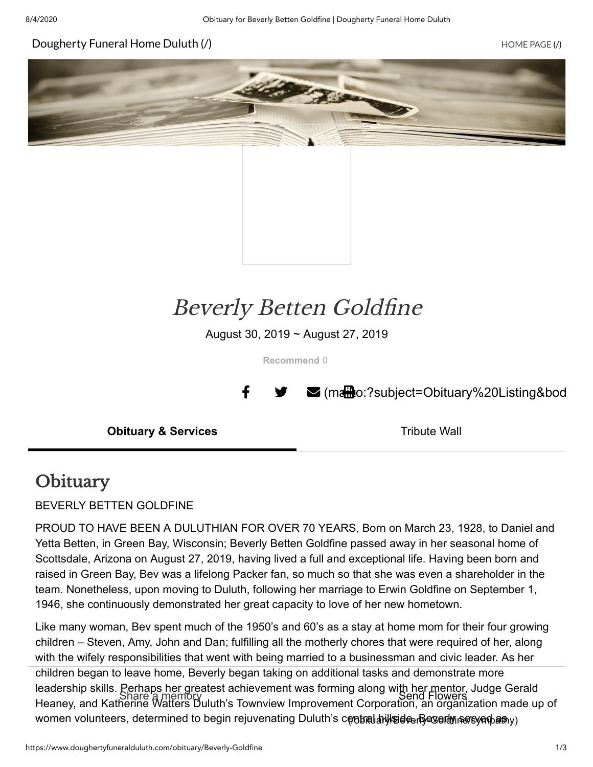Dougherty Funeral Home Duluth (/)

HOME PAGE (/)

# *Beverly Betten Goldfine*

August 30, 2019 ~ August 27, 2019

**Recommend** 0

(mailto:?subject=Obituary%20Listing&bod

**Obituary & Services** | Tribute Wall

## Obituary

BEVERLY BETTEN GOLDFINE

PROUD TO HAVE BEEN A DULUTHIAN FOR OVER 70 YEARS, Born on March 23, 1928, to Daniel and Yetta Betten, in Green Bay, Wisconsin; Beverly Betten Goldfine passed away in her seasonal home of Scottsdale, Arizona on August 27, 2019, having lived a full and exceptional life. Having been born and raised in Green Bay, Bev was a lifelong Packer fan, so much so that she was even a shareholder in the team. Nonetheless, upon moving to Duluth, following her marriage to Erwin Goldfine on September 1, 1946, she continuously demonstrated her great capacity to love of her new hometown.

Like many woman, Bev spent much of the 1950's and 60's as a stay at home mom for their four growing children – Steven, Amy, John and Dan; fulfilling all the motherly chores that were required of her, along with the wifely responsibilities that went with being married to a businessman and civic leader. As her children began to leave home, Beverly began taking on additional tasks and demonstrate more leadership skills. Perhaps her greatest achievement was forming along with her mentor, Judge Gerald Heaney, and Katherine Watters Duluth's Townview Improvement Corporation, an organization made up of women volunteers, determined to begin rejuvenating Duluth's central hillside. Beverly served as

Share a memory

Send Flowers (/obituary/Beverly-Goldfine/sympathy)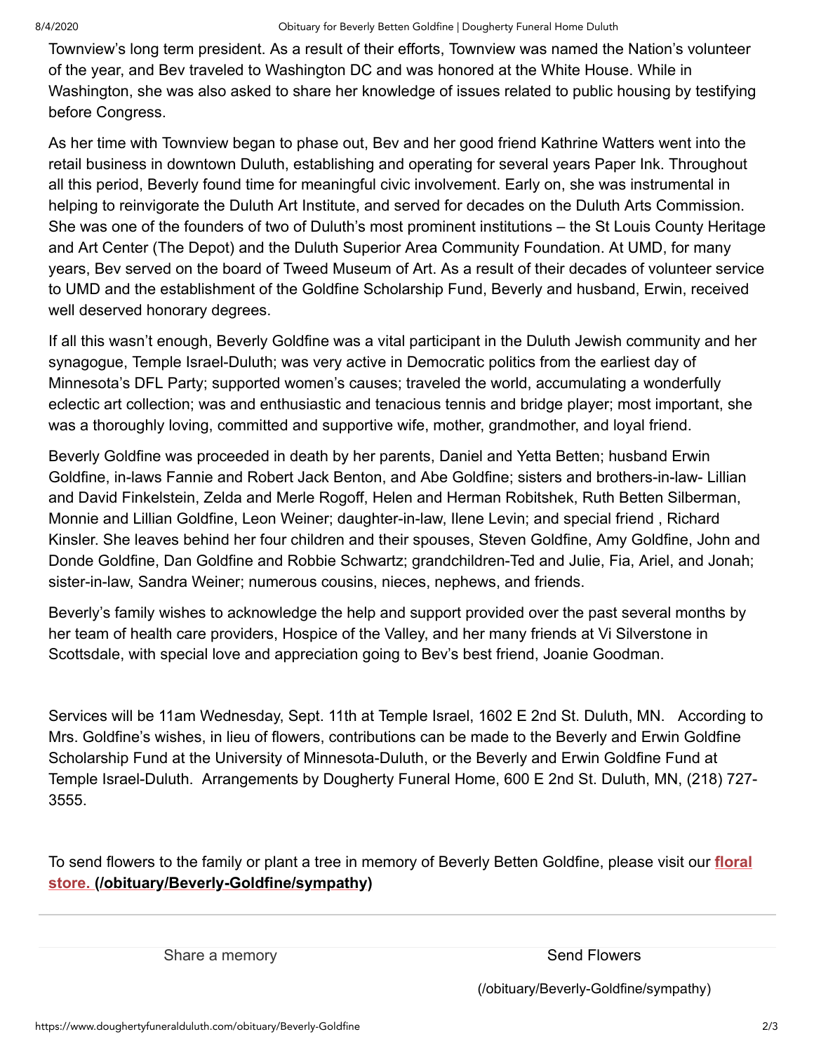Townview's long term president. As a result of their efforts, Townview was named the Nation's volunteer of the year, and Bev traveled to Washington DC and was honored at the White House. While in Washington, she was also asked to share her knowledge of issues related to public housing by testifying before Congress.

As her time with Townview began to phase out, Bev and her good friend Kathrine Watters went into the retail business in downtown Duluth, establishing and operating for several years Paper Ink. Throughout all this period, Beverly found time for meaningful civic involvement. Early on, she was instrumental in helping to reinvigorate the Duluth Art Institute, and served for decades on the Duluth Arts Commission. She was one of the founders of two of Duluth's most prominent institutions – the St Louis County Heritage and Art Center (The Depot) and the Duluth Superior Area Community Foundation. At UMD, for many years, Bev served on the board of Tweed Museum of Art. As a result of their decades of volunteer service to UMD and the establishment of the Goldfine Scholarship Fund, Beverly and husband, Erwin, received well deserved honorary degrees.

If all this wasn't enough, Beverly Goldfine was a vital participant in the Duluth Jewish community and her synagogue, Temple Israel-Duluth; was very active in Democratic politics from the earliest day of Minnesota's DFL Party; supported women's causes; traveled the world, accumulating a wonderfully eclectic art collection; was and enthusiastic and tenacious tennis and bridge player; most important, she was a thoroughly loving, committed and supportive wife, mother, grandmother, and loyal friend.

Beverly Goldfine was proceeded in death by her parents, Daniel and Yetta Betten; husband Erwin Goldfine, in-laws Fannie and Robert Jack Benton, and Abe Goldfine; sisters and brothers-in-law- Lillian and David Finkelstein, Zelda and Merle Rogoff, Helen and Herman Robitshek, Ruth Betten Silberman, Monnie and Lillian Goldfine, Leon Weiner; daughter-in-law, Ilene Levin; and special friend , Richard Kinsler. She leaves behind her four children and their spouses, Steven Goldfine, Amy Goldfine, John and Donde Goldfine, Dan Goldfine and Robbie Schwartz; grandchildren-Ted and Julie, Fia, Ariel, and Jonah; sister-in-law, Sandra Weiner; numerous cousins, nieces, nephews, and friends.

Beverly's family wishes to acknowledge the help and support provided over the past several months by her team of health care providers, Hospice of the Valley, and her many friends at Vi Silverstone in Scottsdale, with special love and appreciation going to Bev's best friend, Joanie Goodman.

Services will be 11am Wednesday, Sept. 11th at Temple Israel, 1602 E 2nd St. Duluth, MN. According to Mrs. Goldfine's wishes, in lieu of flowers, contributions can be made to the Beverly and Erwin Goldfine Scholarship Fund at the University of Minnesota-Duluth, or the Beverly and Erwin Goldfine Fund at Temple Israel-Duluth. Arrangements by Dougherty Funeral Home, 600 E 2nd St. Duluth, MN, (218) 727-3555.

To send flowers to the family or plant a tree in memory of Beverly Betten Goldfine, please visit our **floral store. (/obituary/Beverly-Goldfine/sympathy)**

Share a memory

Send Flowers

(/obituary/Beverly-Goldfine/sympathy)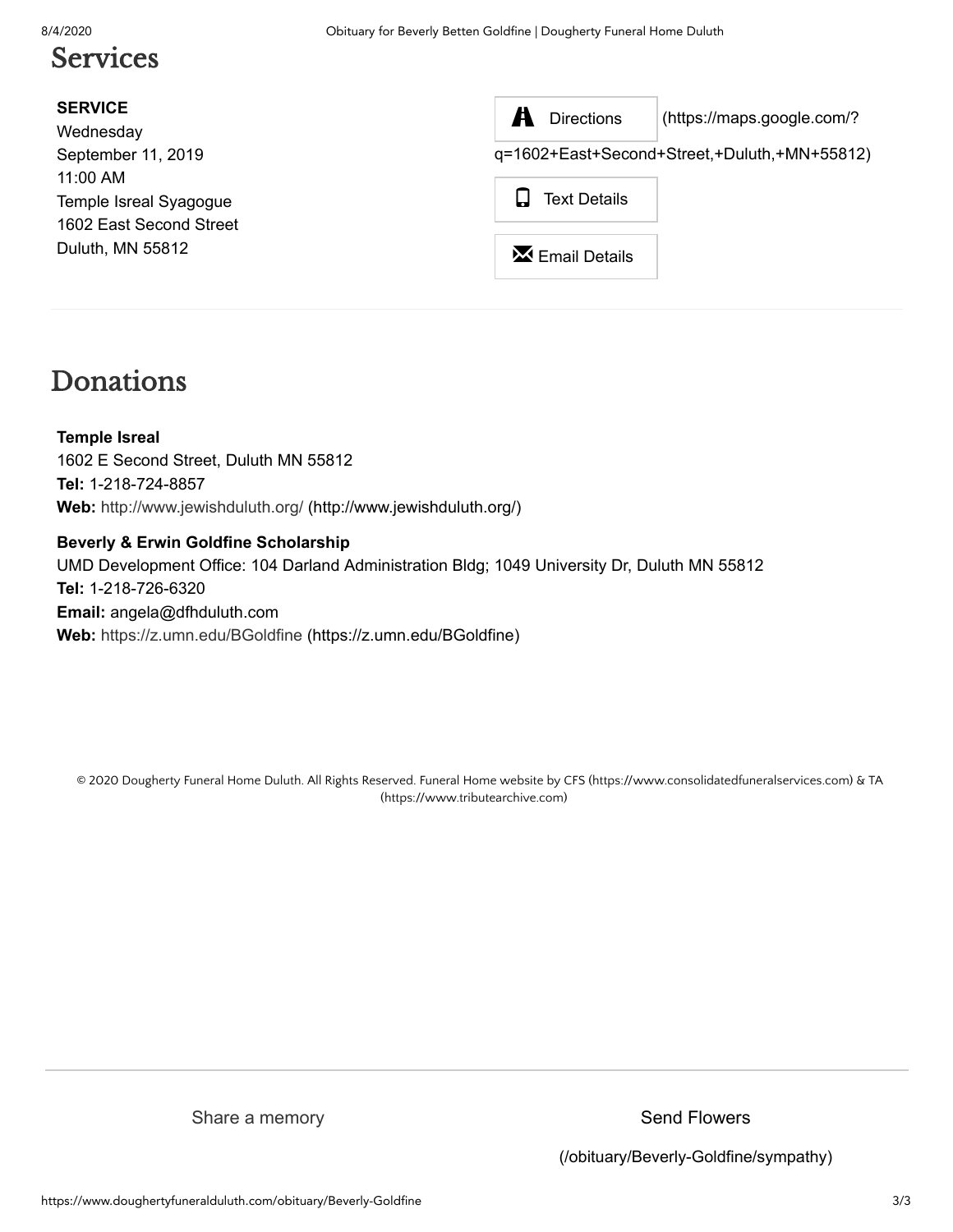# Services

**SERVICE**
Wednesday
September 11, 2019
11:00 AM
Temple Isreal Syagogue
1602 East Second Street
Duluth, MN 55812

Directions (https://maps.google.com/?q=1602+East+Second+Street,+Duluth,+MN+55812)

Text Details

Email Details

# Donations

**Temple Isreal**
1602 E Second Street, Duluth MN 55812
**Tel:** 1-218-724-8857
**Web:** http://www.jewishduluth.org/ (http://www.jewishduluth.org/)

**Beverly & Erwin Goldfine Scholarship**
UMD Development Office: 104 Darland Administration Bldg; 1049 University Dr, Duluth MN 55812
**Tel:** 1-218-726-6320
**Email:** angela@dfhduluth.com
**Web:** https://z.umn.edu/BGoldfine (https://z.umn.edu/BGoldfine)

© 2020 Dougherty Funeral Home Duluth. All Rights Reserved. Funeral Home website by CFS (https://www.consolidatedfuneralservices.com) & TA (https://www.tributearchive.com)

Share a memory

Send Flowers (/obituary/Beverly-Goldfine/sympathy)